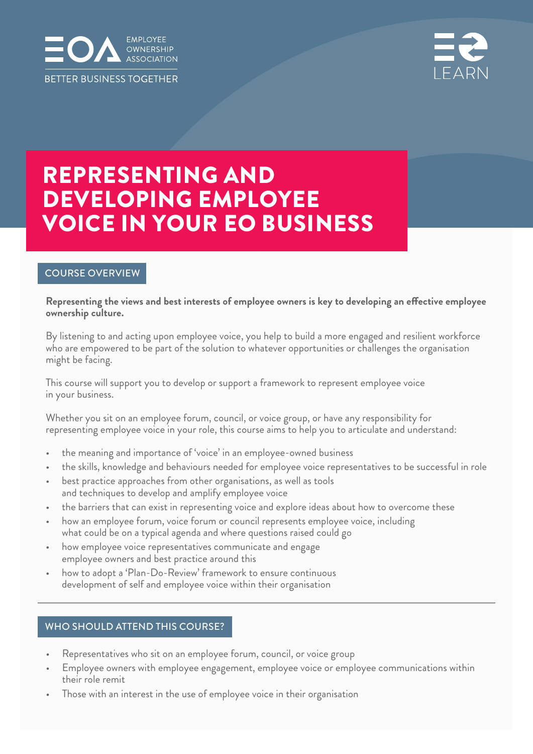EMPLOYEE OWNERSHIP ASSOCIATION

BETTER BUSINESS TOGETHER

LEARN

# REPRESENTING AND DEVELOPING EMPLOYEE VOICE IN YOUR EO BUSINESS

## COURSE OVERVIEW

**Representing the views and best interests of employee owners is key to developing an effective employee ownership culture.**

By listening to and acting upon employee voice, you help to build a more engaged and resilient workforce who are empowered to be part of the solution to whatever opportunities or challenges the organisation might be facing.

This course will support you to develop or support a framework to represent employee voice in your business.

Whether you sit on an employee forum, council, or voice group, or have any responsibility for representing employee voice in your role, this course aims to help you to articulate and understand:

- the meaning and importance of 'voice' in an employee-owned business
- the skills, knowledge and behaviours needed for employee voice representatives to be successful in role
- best practice approaches from other organisations, as well as tools and techniques to develop and amplify employee voice
- the barriers that can exist in representing voice and explore ideas about how to overcome these
- how an employee forum, voice forum or council represents employee voice, including what could be on a typical agenda and where questions raised could go
- how employee voice representatives communicate and engage employee owners and best practice around this
- how to adopt a 'Plan-Do-Review' framework to ensure continuous development of self and employee voice within their organisation

---

## WHO SHOULD ATTEND THIS COURSE?

- Representatives who sit on an employee forum, council, or voice group
- Employee owners with employee engagement, employee voice or employee communications within their role remit
- Those with an interest in the use of employee voice in their organisation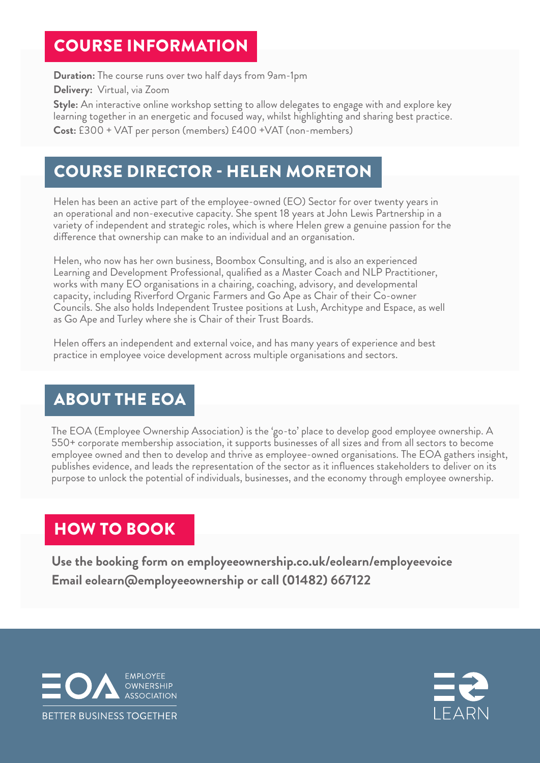## COURSE INFORMATION

**Duration:** The course runs over two half days from 9am-1pm

**Delivery:** Virtual, via Zoom

**Style:** An interactive online workshop setting to allow delegates to engage with and explore key learning together in an energetic and focused way, whilst highlighting and sharing best practice.

**Cost:** £300 + VAT per person (members) £400 +VAT (non-members)

## COURSE DIRECTOR - HELEN MORETON

Helen has been an active part of the employee-owned (EO) Sector for over twenty years in an operational and non-executive capacity. She spent 18 years at John Lewis Partnership in a variety of independent and strategic roles, which is where Helen grew a genuine passion for the difference that ownership can make to an individual and an organisation.

Helen, who now has her own business, Boombox Consulting, and is also an experienced Learning and Development Professional, qualified as a Master Coach and NLP Practitioner, works with many EO organisations in a chairing, coaching, advisory, and developmental capacity, including Riverford Organic Farmers and Go Ape as Chair of their Co-owner Councils. She also holds Independent Trustee positions at Lush, Architype and Espace, as well as Go Ape and Turley where she is Chair of their Trust Boards.

Helen offers an independent and external voice, and has many years of experience and best practice in employee voice development across multiple organisations and sectors.

## ABOUT THE EOA

The EOA (Employee Ownership Association) is the 'go-to' place to develop good employee ownership. A 550+ corporate membership association, it supports businesses of all sizes and from all sectors to become employee owned and then to develop and thrive as employee-owned organisations. The EOA gathers insight, publishes evidence, and leads the representation of the sector as it influences stakeholders to deliver on its purpose to unlock the potential of individuals, businesses, and the economy through employee ownership.

## HOW TO BOOK

**Use the booking form on employeeownership.co.uk/eolearn/employeevoice**
**Email eolearn@employeeownership or call (01482) 667122**

EOA EMPLOYEE OWNERSHIP ASSOCIATION
BETTER BUSINESS TOGETHER

LEARN